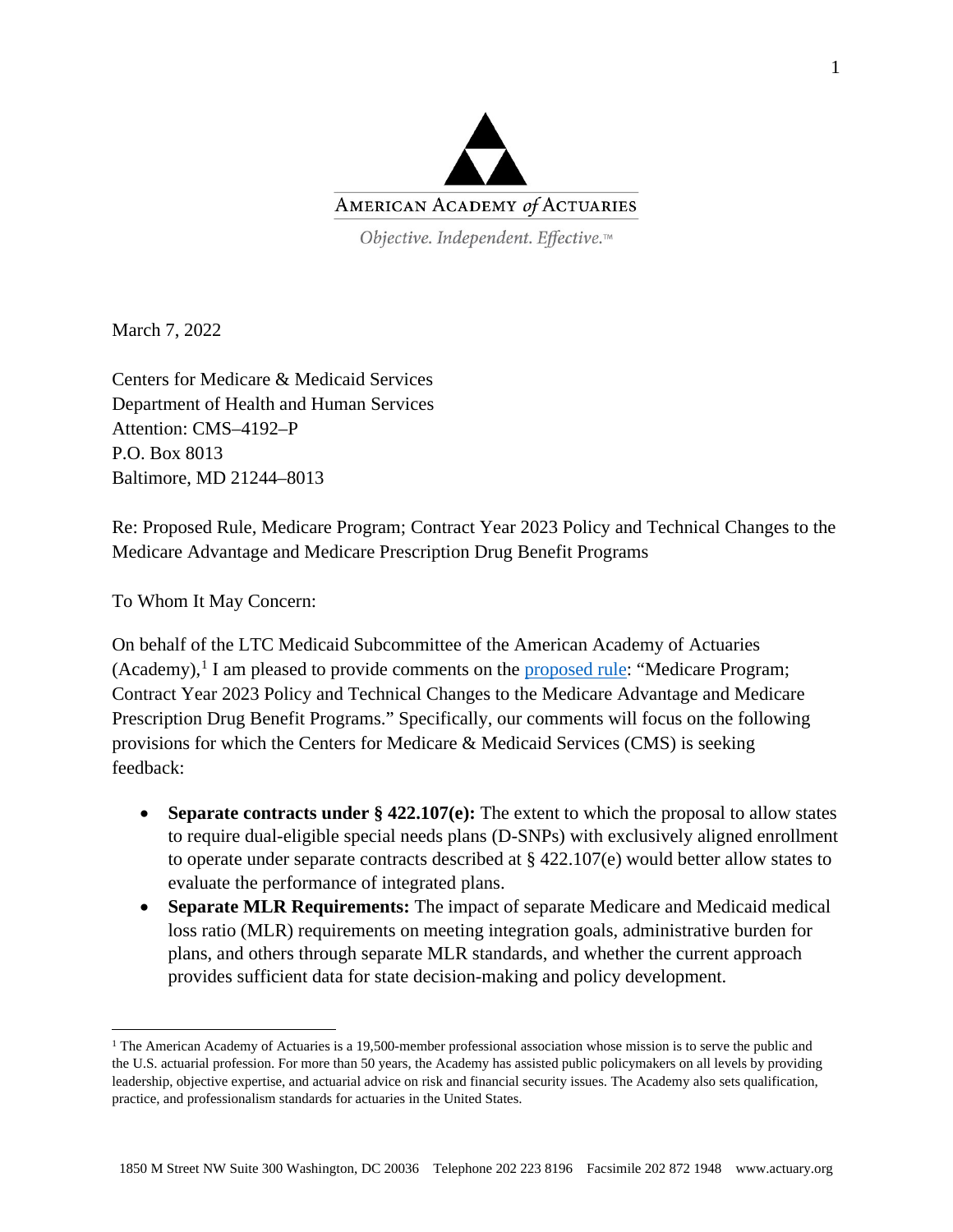AMERICAN ACADEMY of ACTUARIES

*Objective. Independent. Effective.™*

March 7, 2022

Centers for Medicare & Medicaid Services
Department of Health and Human Services
Attention: CMS–4192–P
P.O. Box 8013
Baltimore, MD 21244–8013

Re: Proposed Rule, Medicare Program; Contract Year 2023 Policy and Technical Changes to the Medicare Advantage and Medicare Prescription Drug Benefit Programs

To Whom It May Concern:

On behalf of the LTC Medicaid Subcommittee of the American Academy of Actuaries (Academy),[1] I am pleased to provide comments on the proposed rule: "Medicare Program; Contract Year 2023 Policy and Technical Changes to the Medicare Advantage and Medicare Prescription Drug Benefit Programs." Specifically, our comments will focus on the following provisions for which the Centers for Medicare & Medicaid Services (CMS) is seeking feedback:

- **Separate contracts under § 422.107(e):** The extent to which the proposal to allow states to require dual-eligible special needs plans (D-SNPs) with exclusively aligned enrollment to operate under separate contracts described at § 422.107(e) would better allow states to evaluate the performance of integrated plans.
- **Separate MLR Requirements:** The impact of separate Medicare and Medicaid medical loss ratio (MLR) requirements on meeting integration goals, administrative burden for plans, and others through separate MLR standards, and whether the current approach provides sufficient data for state decision-making and policy development.

[1] The American Academy of Actuaries is a 19,500-member professional association whose mission is to serve the public and the U.S. actuarial profession. For more than 50 years, the Academy has assisted public policymakers on all levels by providing leadership, objective expertise, and actuarial advice on risk and financial security issues. The Academy also sets qualification, practice, and professionalism standards for actuaries in the United States.

1850 M Street NW Suite 300 Washington, DC 20036 Telephone 202 223 8196 Facsimile 202 872 1948 www.actuary.org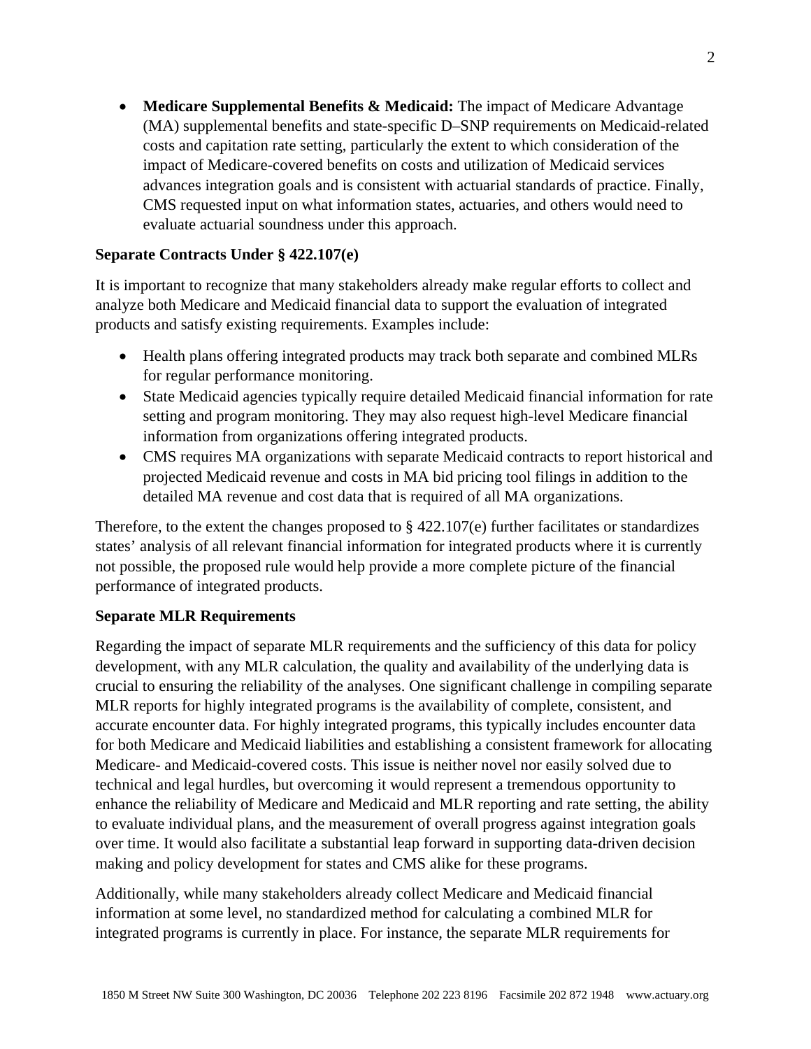- **Medicare Supplemental Benefits & Medicaid:** The impact of Medicare Advantage (MA) supplemental benefits and state-specific D–SNP requirements on Medicaid-related costs and capitation rate setting, particularly the extent to which consideration of the impact of Medicare-covered benefits on costs and utilization of Medicaid services advances integration goals and is consistent with actuarial standards of practice. Finally, CMS requested input on what information states, actuaries, and others would need to evaluate actuarial soundness under this approach.

**Separate Contracts Under § 422.107(e)**

It is important to recognize that many stakeholders already make regular efforts to collect and analyze both Medicare and Medicaid financial data to support the evaluation of integrated products and satisfy existing requirements. Examples include:

- Health plans offering integrated products may track both separate and combined MLRs for regular performance monitoring.
- State Medicaid agencies typically require detailed Medicaid financial information for rate setting and program monitoring. They may also request high-level Medicare financial information from organizations offering integrated products.
- CMS requires MA organizations with separate Medicaid contracts to report historical and projected Medicaid revenue and costs in MA bid pricing tool filings in addition to the detailed MA revenue and cost data that is required of all MA organizations.

Therefore, to the extent the changes proposed to § 422.107(e) further facilitates or standardizes states' analysis of all relevant financial information for integrated products where it is currently not possible, the proposed rule would help provide a more complete picture of the financial performance of integrated products.

**Separate MLR Requirements**

Regarding the impact of separate MLR requirements and the sufficiency of this data for policy development, with any MLR calculation, the quality and availability of the underlying data is crucial to ensuring the reliability of the analyses. One significant challenge in compiling separate MLR reports for highly integrated programs is the availability of complete, consistent, and accurate encounter data. For highly integrated programs, this typically includes encounter data for both Medicare and Medicaid liabilities and establishing a consistent framework for allocating Medicare- and Medicaid-covered costs. This issue is neither novel nor easily solved due to technical and legal hurdles, but overcoming it would represent a tremendous opportunity to enhance the reliability of Medicare and Medicaid and MLR reporting and rate setting, the ability to evaluate individual plans, and the measurement of overall progress against integration goals over time. It would also facilitate a substantial leap forward in supporting data-driven decision making and policy development for states and CMS alike for these programs.

Additionally, while many stakeholders already collect Medicare and Medicaid financial information at some level, no standardized method for calculating a combined MLR for integrated programs is currently in place. For instance, the separate MLR requirements for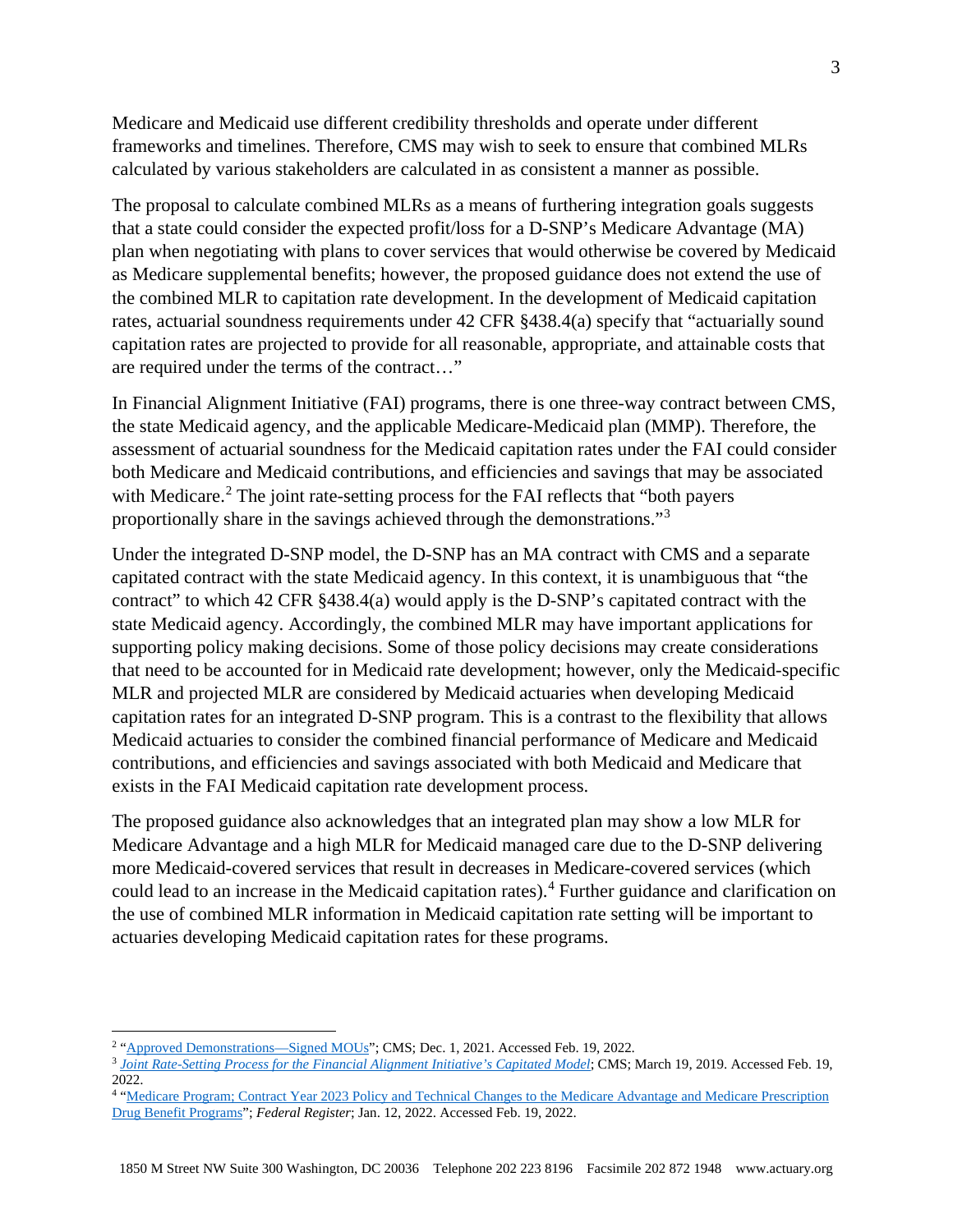Medicare and Medicaid use different credibility thresholds and operate under different frameworks and timelines. Therefore, CMS may wish to seek to ensure that combined MLRs calculated by various stakeholders are calculated in as consistent a manner as possible.

The proposal to calculate combined MLRs as a means of furthering integration goals suggests that a state could consider the expected profit/loss for a D-SNP's Medicare Advantage (MA) plan when negotiating with plans to cover services that would otherwise be covered by Medicaid as Medicare supplemental benefits; however, the proposed guidance does not extend the use of the combined MLR to capitation rate development. In the development of Medicaid capitation rates, actuarial soundness requirements under 42 CFR §438.4(a) specify that "actuarially sound capitation rates are projected to provide for all reasonable, appropriate, and attainable costs that are required under the terms of the contract…"

In Financial Alignment Initiative (FAI) programs, there is one three-way contract between CMS, the state Medicaid agency, and the applicable Medicare-Medicaid plan (MMP). Therefore, the assessment of actuarial soundness for the Medicaid capitation rates under the FAI could consider both Medicare and Medicaid contributions, and efficiencies and savings that may be associated with Medicare.[2] The joint rate-setting process for the FAI reflects that "both payers proportionally share in the savings achieved through the demonstrations."[3]

Under the integrated D-SNP model, the D-SNP has an MA contract with CMS and a separate capitated contract with the state Medicaid agency. In this context, it is unambiguous that "the contract" to which 42 CFR §438.4(a) would apply is the D-SNP's capitated contract with the state Medicaid agency. Accordingly, the combined MLR may have important applications for supporting policy making decisions. Some of those policy decisions may create considerations that need to be accounted for in Medicaid rate development; however, only the Medicaid-specific MLR and projected MLR are considered by Medicaid actuaries when developing Medicaid capitation rates for an integrated D-SNP program. This is a contrast to the flexibility that allows Medicaid actuaries to consider the combined financial performance of Medicare and Medicaid contributions, and efficiencies and savings associated with both Medicaid and Medicare that exists in the FAI Medicaid capitation rate development process.

The proposed guidance also acknowledges that an integrated plan may show a low MLR for Medicare Advantage and a high MLR for Medicaid managed care due to the D-SNP delivering more Medicaid-covered services that result in decreases in Medicare-covered services (which could lead to an increase in the Medicaid capitation rates).[4] Further guidance and clarification on the use of combined MLR information in Medicaid capitation rate setting will be important to actuaries developing Medicaid capitation rates for these programs.

---

[2] "Approved Demonstrations—Signed MOUs"; CMS; Dec. 1, 2021. Accessed Feb. 19, 2022.

[3] *Joint Rate-Setting Process for the Financial Alignment Initiative's Capitated Model*; CMS; March 19, 2019. Accessed Feb. 19, 2022.

[4] "Medicare Program; Contract Year 2023 Policy and Technical Changes to the Medicare Advantage and Medicare Prescription Drug Benefit Programs"; *Federal Register*; Jan. 12, 2022. Accessed Feb. 19, 2022.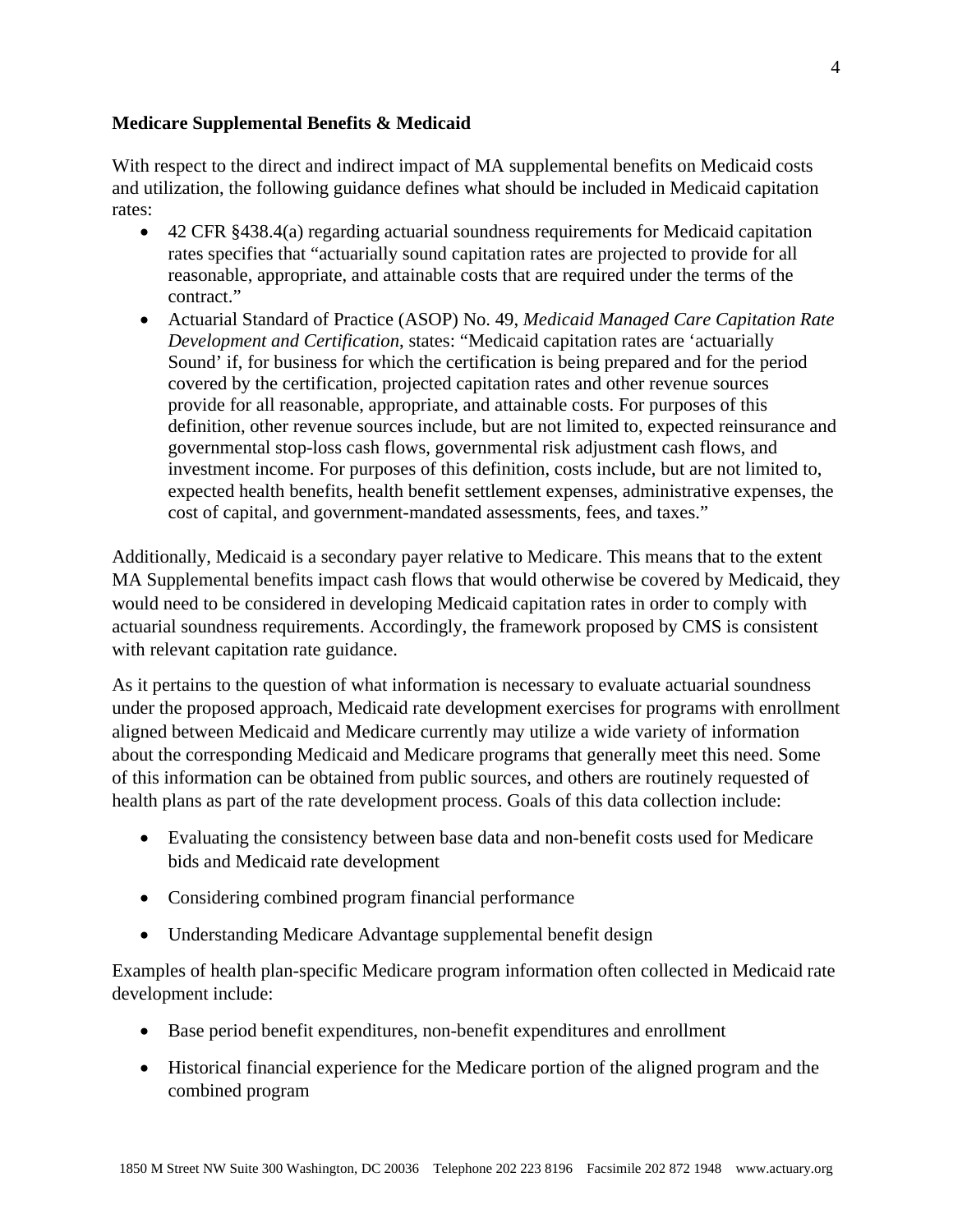**Medicare Supplemental Benefits & Medicaid**

With respect to the direct and indirect impact of MA supplemental benefits on Medicaid costs and utilization, the following guidance defines what should be included in Medicaid capitation rates:

- 42 CFR §438.4(a) regarding actuarial soundness requirements for Medicaid capitation rates specifies that "actuarially sound capitation rates are projected to provide for all reasonable, appropriate, and attainable costs that are required under the terms of the contract."
- Actuarial Standard of Practice (ASOP) No. 49, *Medicaid Managed Care Capitation Rate Development and Certification*, states: "Medicaid capitation rates are 'actuarially Sound' if, for business for which the certification is being prepared and for the period covered by the certification, projected capitation rates and other revenue sources provide for all reasonable, appropriate, and attainable costs. For purposes of this definition, other revenue sources include, but are not limited to, expected reinsurance and governmental stop-loss cash flows, governmental risk adjustment cash flows, and investment income. For purposes of this definition, costs include, but are not limited to, expected health benefits, health benefit settlement expenses, administrative expenses, the cost of capital, and government-mandated assessments, fees, and taxes."

Additionally, Medicaid is a secondary payer relative to Medicare. This means that to the extent MA Supplemental benefits impact cash flows that would otherwise be covered by Medicaid, they would need to be considered in developing Medicaid capitation rates in order to comply with actuarial soundness requirements. Accordingly, the framework proposed by CMS is consistent with relevant capitation rate guidance.

As it pertains to the question of what information is necessary to evaluate actuarial soundness under the proposed approach, Medicaid rate development exercises for programs with enrollment aligned between Medicaid and Medicare currently may utilize a wide variety of information about the corresponding Medicaid and Medicare programs that generally meet this need. Some of this information can be obtained from public sources, and others are routinely requested of health plans as part of the rate development process. Goals of this data collection include:

- Evaluating the consistency between base data and non-benefit costs used for Medicare bids and Medicaid rate development
- Considering combined program financial performance
- Understanding Medicare Advantage supplemental benefit design

Examples of health plan-specific Medicare program information often collected in Medicaid rate development include:

- Base period benefit expenditures, non-benefit expenditures and enrollment
- Historical financial experience for the Medicare portion of the aligned program and the combined program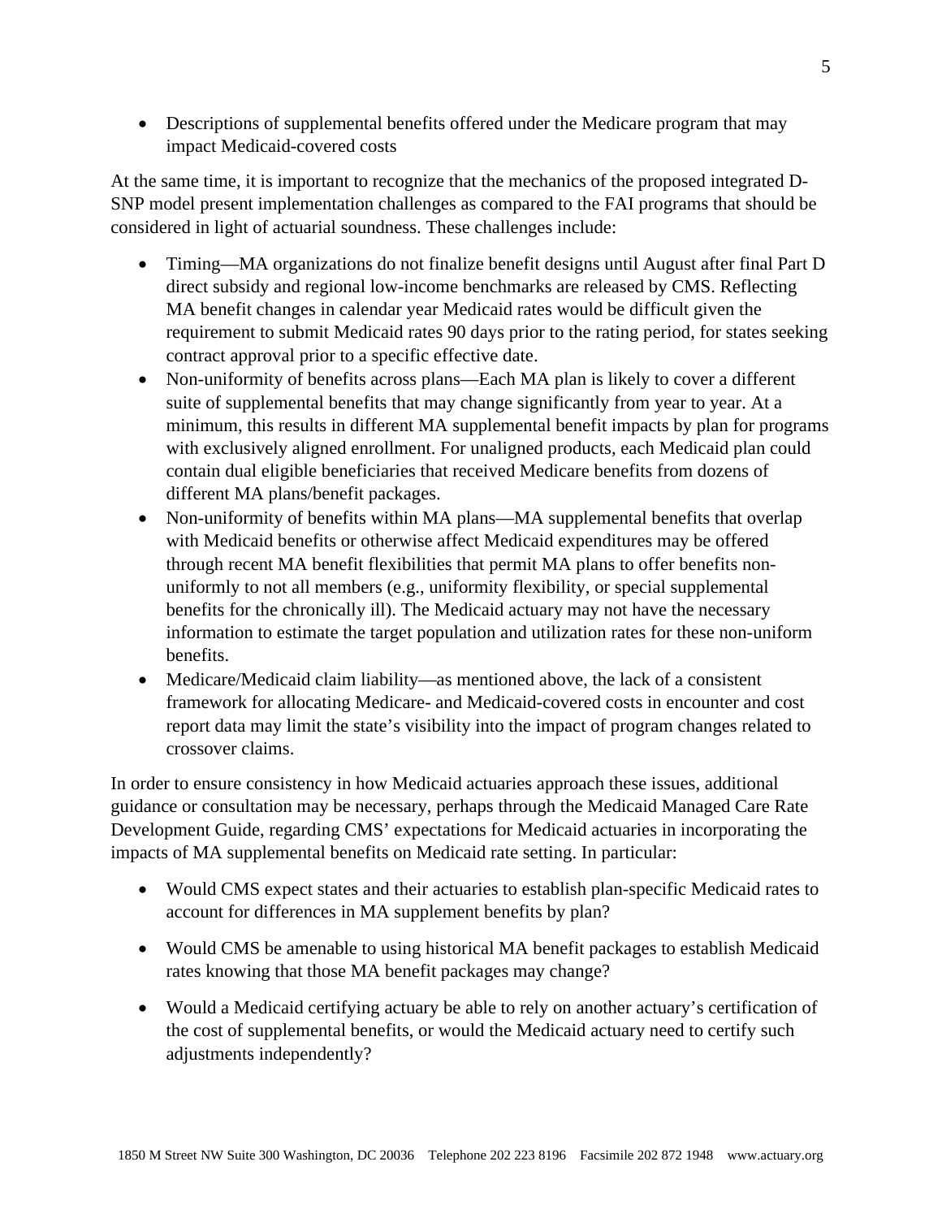- Descriptions of supplemental benefits offered under the Medicare program that may impact Medicaid-covered costs

At the same time, it is important to recognize that the mechanics of the proposed integrated D-SNP model present implementation challenges as compared to the FAI programs that should be considered in light of actuarial soundness. These challenges include:

- Timing—MA organizations do not finalize benefit designs until August after final Part D direct subsidy and regional low-income benchmarks are released by CMS. Reflecting MA benefit changes in calendar year Medicaid rates would be difficult given the requirement to submit Medicaid rates 90 days prior to the rating period, for states seeking contract approval prior to a specific effective date.
- Non-uniformity of benefits across plans—Each MA plan is likely to cover a different suite of supplemental benefits that may change significantly from year to year. At a minimum, this results in different MA supplemental benefit impacts by plan for programs with exclusively aligned enrollment. For unaligned products, each Medicaid plan could contain dual eligible beneficiaries that received Medicare benefits from dozens of different MA plans/benefit packages.
- Non-uniformity of benefits within MA plans—MA supplemental benefits that overlap with Medicaid benefits or otherwise affect Medicaid expenditures may be offered through recent MA benefit flexibilities that permit MA plans to offer benefits non-uniformly to not all members (e.g., uniformity flexibility, or special supplemental benefits for the chronically ill). The Medicaid actuary may not have the necessary information to estimate the target population and utilization rates for these non-uniform benefits.
- Medicare/Medicaid claim liability—as mentioned above, the lack of a consistent framework for allocating Medicare- and Medicaid-covered costs in encounter and cost report data may limit the state's visibility into the impact of program changes related to crossover claims.

In order to ensure consistency in how Medicaid actuaries approach these issues, additional guidance or consultation may be necessary, perhaps through the Medicaid Managed Care Rate Development Guide, regarding CMS' expectations for Medicaid actuaries in incorporating the impacts of MA supplemental benefits on Medicaid rate setting. In particular:

- Would CMS expect states and their actuaries to establish plan-specific Medicaid rates to account for differences in MA supplement benefits by plan?
- Would CMS be amenable to using historical MA benefit packages to establish Medicaid rates knowing that those MA benefit packages may change?
- Would a Medicaid certifying actuary be able to rely on another actuary's certification of the cost of supplemental benefits, or would the Medicaid actuary need to certify such adjustments independently?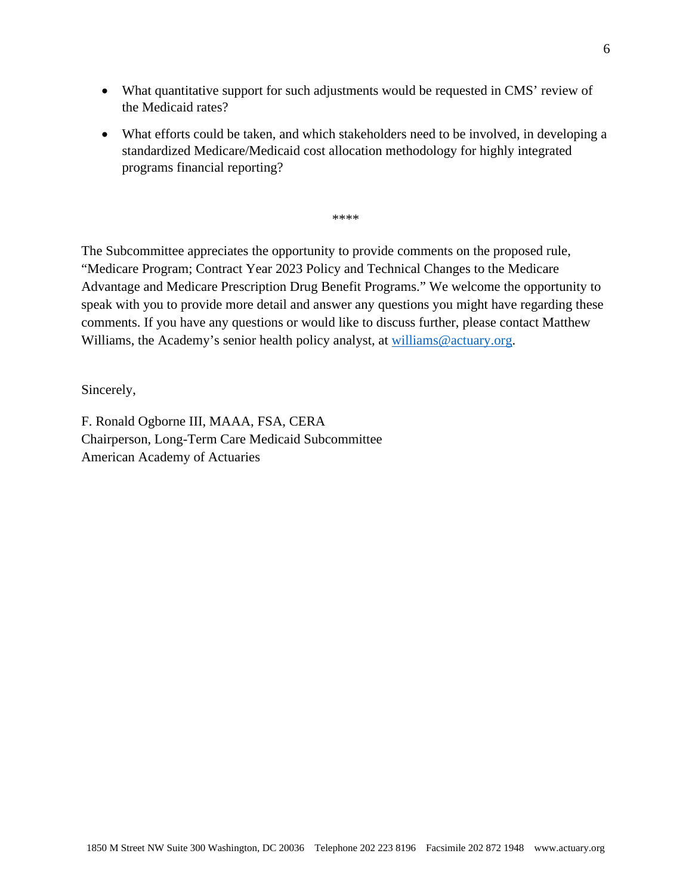- What quantitative support for such adjustments would be requested in CMS' review of the Medicaid rates?
- What efforts could be taken, and which stakeholders need to be involved, in developing a standardized Medicare/Medicaid cost allocation methodology for highly integrated programs financial reporting?

****

The Subcommittee appreciates the opportunity to provide comments on the proposed rule, "Medicare Program; Contract Year 2023 Policy and Technical Changes to the Medicare Advantage and Medicare Prescription Drug Benefit Programs." We welcome the opportunity to speak with you to provide more detail and answer any questions you might have regarding these comments. If you have any questions or would like to discuss further, please contact Matthew Williams, the Academy's senior health policy analyst, at [williams@actuary.org](mailto:williams@actuary.org).

Sincerely,

F. Ronald Ogborne III, MAAA, FSA, CERA
Chairperson, Long-Term Care Medicaid Subcommittee
American Academy of Actuaries